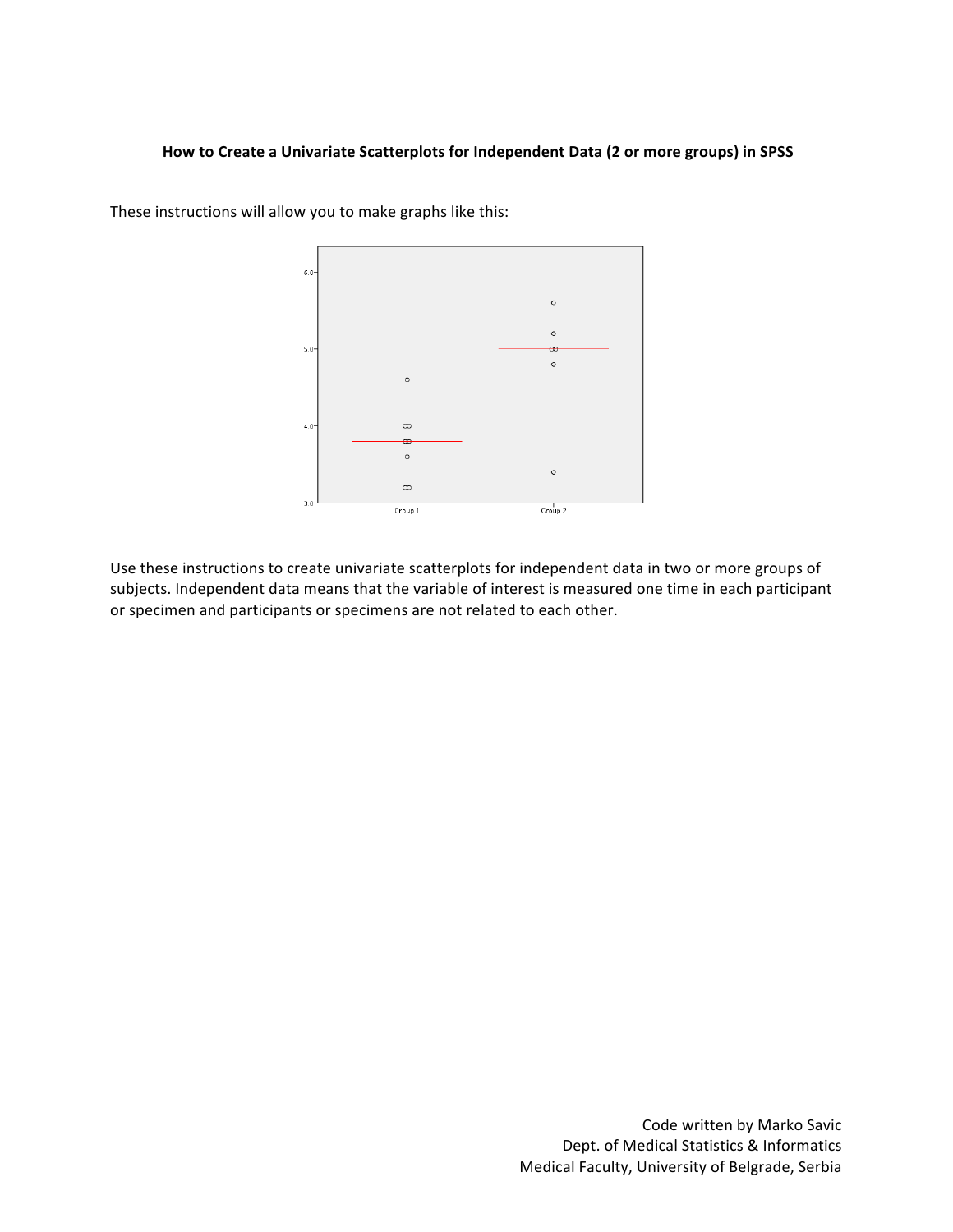**How to Create a Univariate Scatterplots for Independent Data (2 or more groups) in SPSS**

These instructions will allow you to make graphs like this:

Use these instructions to create univariate scatterplots for independent data in two or more groups of subjects. Independent data means that the variable of interest is measured one time in each participant or specimen and participants or specimens are not related to each other.

Code written by Marko Savic
Dept. of Medical Statistics & Informatics
Medical Faculty, University of Belgrade, Serbia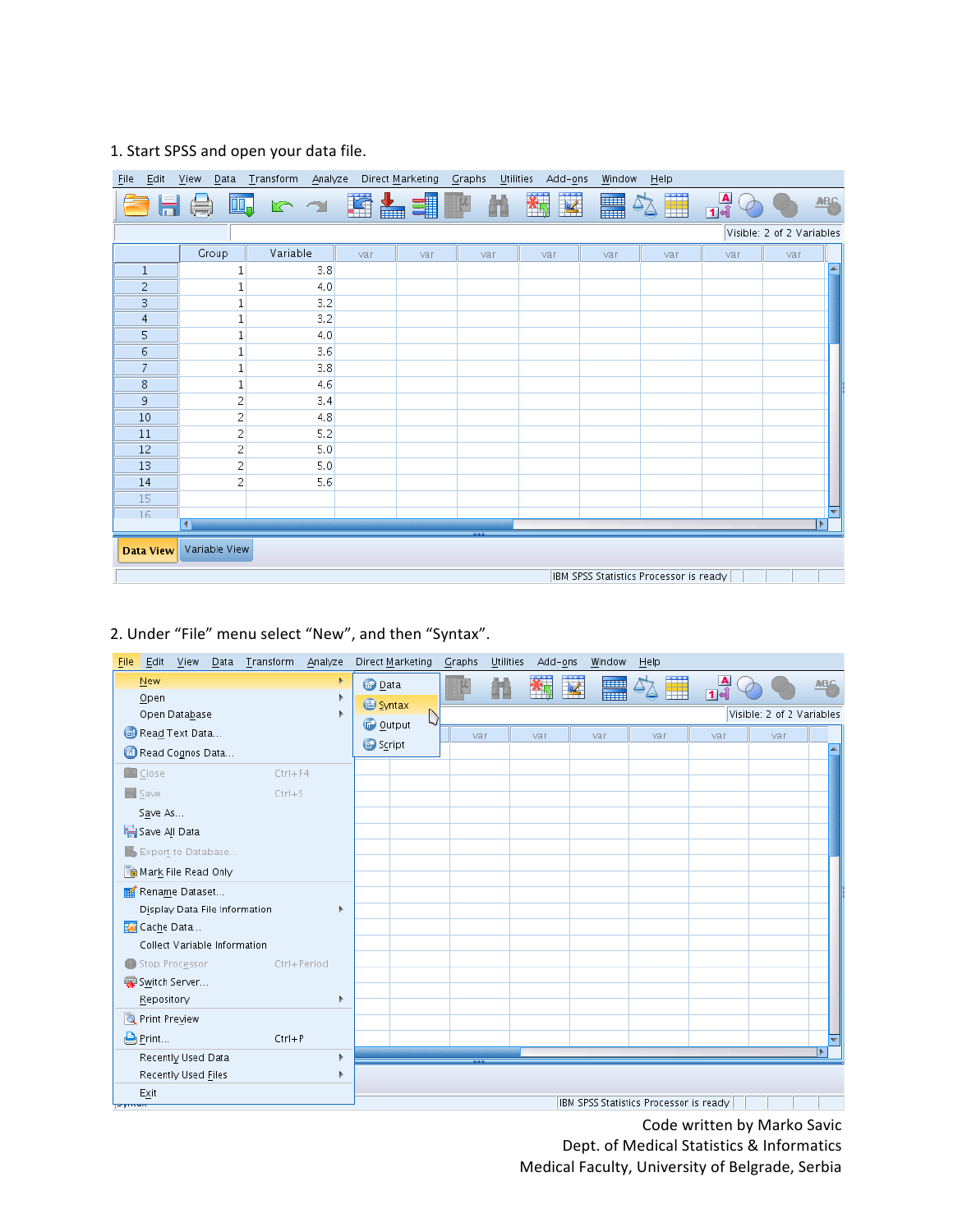1. Start SPSS and open your data file.

| | Group | Variable |
|---|---|---|
| 1 | 1 | 3.8 |
| 2 | 1 | 4.0 |
| 3 | 1 | 3.2 |
| 4 | 1 | 3.2 |
| 5 | 1 | 4.0 |
| 6 | 1 | 3.6 |
| 7 | 1 | 3.8 |
| 8 | 1 | 4.6 |
| 9 | 2 | 3.4 |
| 10 | 2 | 4.8 |
| 11 | 2 | 5.2 |
| 12 | 2 | 5.0 |
| 13 | 2 | 5.0 |
| 14 | 2 | 5.6 |

2. Under “File” menu select “New”, and then “Syntax”.

Code written by Marko Savic
Dept. of Medical Statistics & Informatics
Medical Faculty, University of Belgrade, Serbia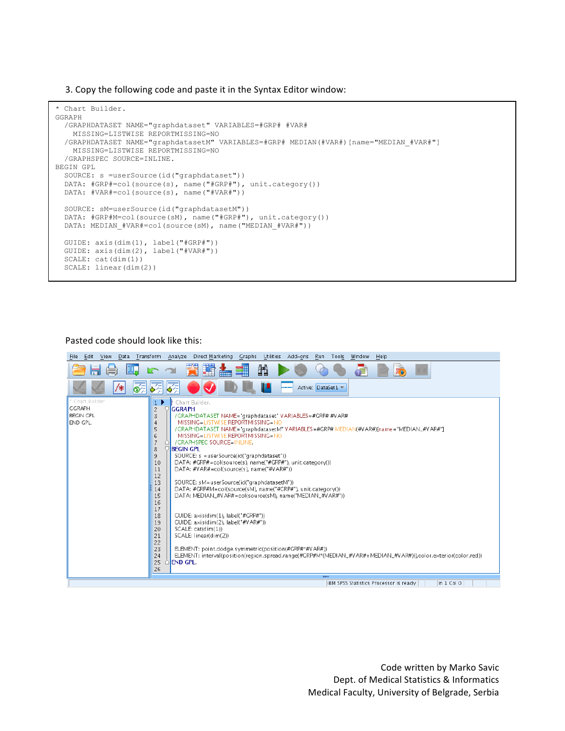3. Copy the following code and paste it in the Syntax Editor window:

```
* Chart Builder.
GGRAPH
  /GRAPHDATASET NAME="graphdataset" VARIABLES=#GRP# #VAR#
    MISSING=LISTWISE REPORTMISSING=NO
  /GRAPHDATASET NAME="graphdatasetM" VARIABLES=#GRP# MEDIAN(#VAR#)[name="MEDIAN_#VAR#"]
    MISSING=LISTWISE REPORTMISSING=NO
  /GRAPHSPEC SOURCE=INLINE.
BEGIN GPL
  SOURCE: s =userSource(id("graphdataset"))
  DATA: #GRP#=col(source(s), name("#GRP#"), unit.category())
  DATA: #VAR#=col(source(s), name("#VAR#"))

  SOURCE: sM=userSource(id("graphdatasetM"))
  DATA: #GRP#M=col(source(sM), name("#GRP#"), unit.category())
  DATA: MEDIAN_#VAR#=col(source(sM), name("MEDIAN_#VAR#"))

  GUIDE: axis(dim(1), label("#GRP#"))
  GUIDE: axis(dim(2), label("#VAR#"))
  SCALE: cat(dim(1))
  SCALE: linear(dim(2))
```

Pasted code should look like this:

```
* Chart Builder.
GGRAPH
  /GRAPHDATASET NAME="graphdataset" VARIABLES=#GRP# #VAR#
    MISSING=LISTWISE REPORTMISSING=NO
  /GRAPHDATASET NAME="graphdatasetM" VARIABLES=#GRP# MEDIAN(#VAR#)[name="MEDIAN_#VAR#"]
    MISSING=LISTWISE REPORTMISSING=NO
  /GRAPHSPEC SOURCE=INLINE.
BEGIN GPL
  SOURCE: s =userSource(id("graphdataset"))
  DATA: #GRP#=col(source(s), name("#GRP#"), unit.category())
  DATA: #VAR#=col(source(s), name("#VAR#"))

  SOURCE: sM=userSource(id("graphdatasetM"))
  DATA: #GRP#M=col(source(sM), name("#GRP#"), unit.category())
  DATA: MEDIAN_#VAR#=col(source(sM), name("MEDIAN_#VAR#"))


  GUIDE: axis(dim(1), label("#GRP#"))
  GUIDE: axis(dim(2), label("#VAR#"))
  SCALE: cat(dim(1))
  SCALE: linear(dim(2))

  ELEMENT: point.dodge.symmetric(position(#GRP#*#VAR#))
  ELEMENT: interval(position(region.spread.range(#GRP#M*(MEDIAN_#VAR#+MEDIAN_#VAR#))),color.exterior(color.red))
END GPL.
```

Code written by Marko Savic
Dept. of Medical Statistics & Informatics
Medical Faculty, University of Belgrade, Serbia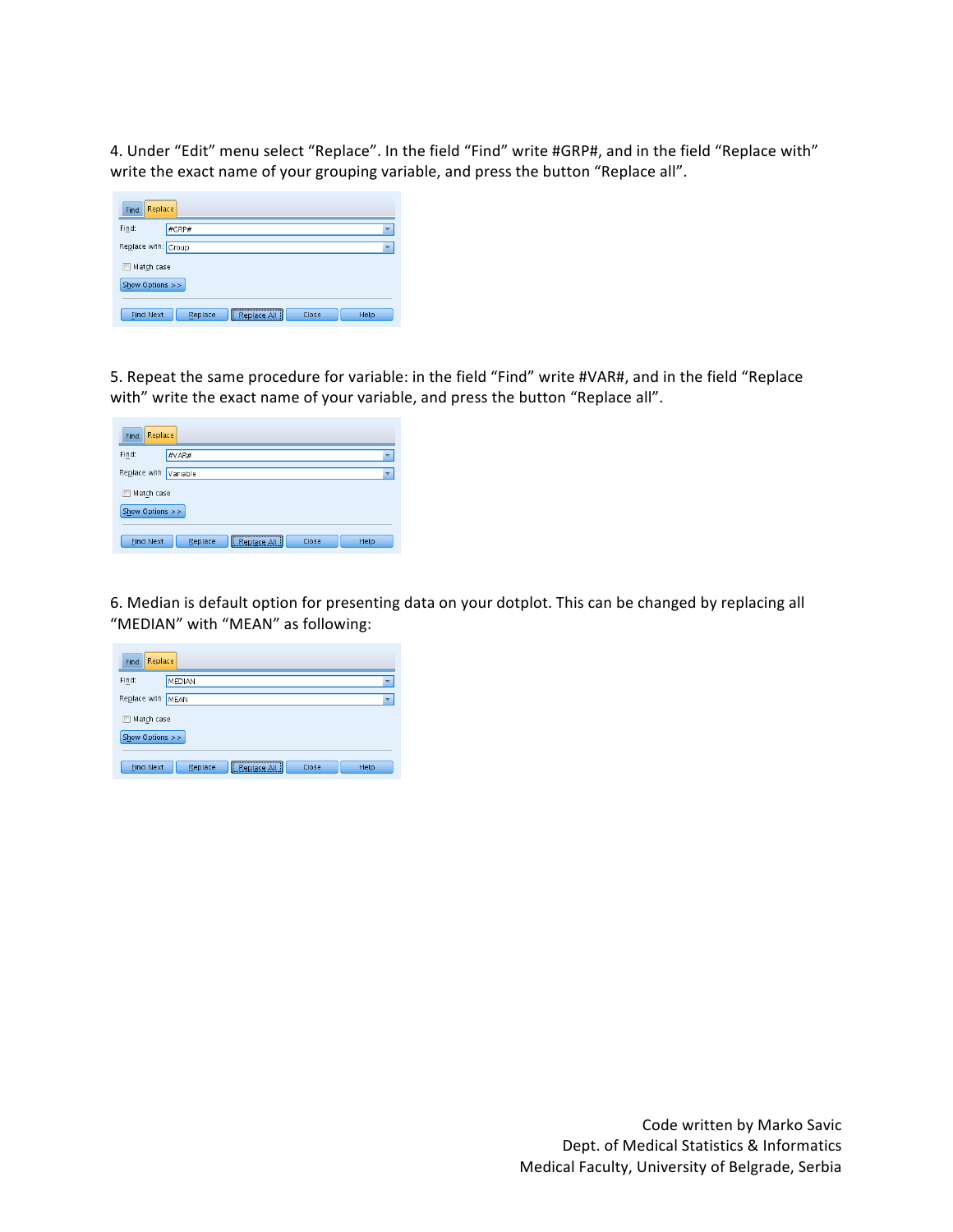4. Under "Edit" menu select "Replace". In the field "Find" write #GRP#, and in the field "Replace with" write the exact name of your grouping variable, and press the button "Replace all".

5. Repeat the same procedure for variable: in the field "Find" write #VAR#, and in the field "Replace with" write the exact name of your variable, and press the button "Replace all".

6. Median is default option for presenting data on your dotplot. This can be changed by replacing all "MEDIAN" with "MEAN" as following:

Code written by Marko Savic
Dept. of Medical Statistics & Informatics
Medical Faculty, University of Belgrade, Serbia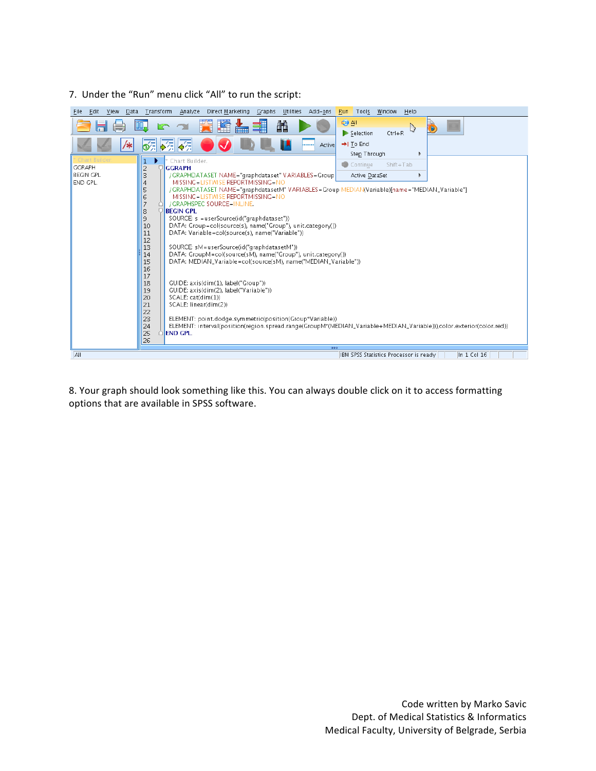7. Under the "Run" menu click "All" to run the script:

```
* Chart Builder.
GGRAPH
  /GRAPHDATASET NAME="graphdataset" VARIABLES=Group
    MISSING=LISTWISE REPORTMISSING=NO
  /GRAPHDATASET NAME="graphdatasetM" VARIABLES=Group MEDIAN(Variable)[name="MEDIAN_Variable"]
    MISSING=LISTWISE REPORTMISSING=NO
  /GRAPHSPEC SOURCE=INLINE.
BEGIN GPL
  SOURCE: s =userSource(id("graphdataset"))
  DATA: Group=col(source(s), name("Group"), unit.category())
  DATA: Variable=col(source(s), name("Variable"))

  SOURCE: sM=userSource(id("graphdatasetM"))
  DATA: GroupM=col(source(sM), name("Group"), unit.category())
  DATA: MEDIAN_Variable=col(source(sM), name("MEDIAN_Variable"))


  GUIDE: axis(dim(1), label("Group"))
  GUIDE: axis(dim(2), label("Variable"))
  SCALE: cat(dim(1))
  SCALE: linear(dim(2))

  ELEMENT: point.dodge.symmetric(position(Group*Variable))
  ELEMENT: interval(position(region.spread.range(GroupM*(MEDIAN_Variable+MEDIAN_Variable))),color.exterior(color.red))
END GPL.
```

8. Your graph should look something like this. You can always double click on it to access formatting options that are available in SPSS software.

Code written by Marko Savic
Dept. of Medical Statistics & Informatics
Medical Faculty, University of Belgrade, Serbia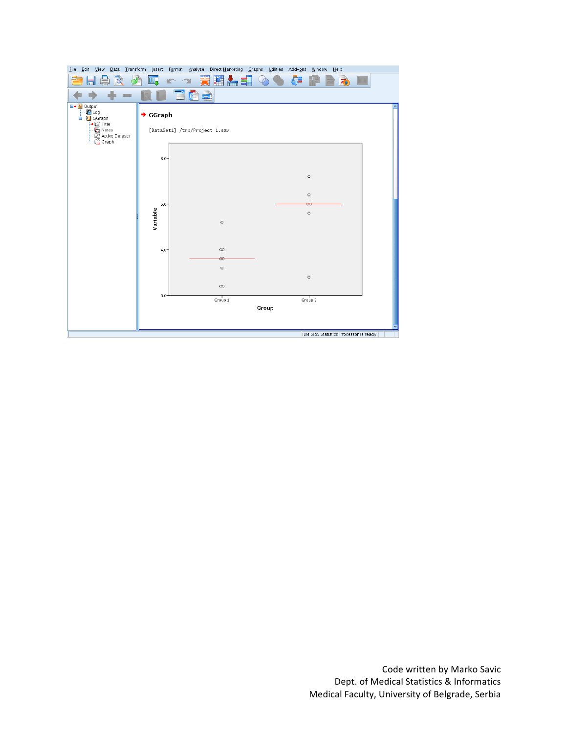File Edit View Data Transform Insert Format Analyze Direct Marketing Graphs Utilities Add-ons Window Help

Output
Log
GGraph
Title
Notes
Active Dataset
Graph

**GGraph**

[DataSet1] /tmp/Project 1.sav

Variable

6.0

5.0

4.0

3.0

Group 1

Group 2

Group

IBM SPSS Statistics Processor is ready

Code written by Marko Savic
Dept. of Medical Statistics & Informatics
Medical Faculty, University of Belgrade, Serbia